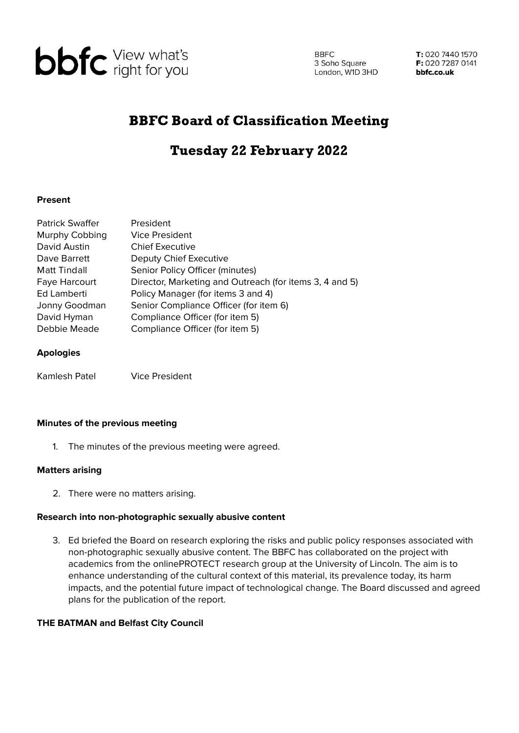**bbfc** View what's right for you

BBFC
3 Soho Square
London, W1D 3HD

**T:** 020 7440 1570
**F:** 020 7287 0141
**bbfc.co.uk**

# BBFC Board of Classification Meeting

## Tuesday 22 February 2022

**Present**

| | |
|---|---|
| Patrick Swaffer | President |
| Murphy Cobbing | Vice President |
| David Austin | Chief Executive |
| Dave Barrett | Deputy Chief Executive |
| Matt Tindall | Senior Policy Officer (minutes) |
| Faye Harcourt | Director, Marketing and Outreach (for items 3, 4 and 5) |
| Ed Lamberti | Policy Manager (for items 3 and 4) |
| Jonny Goodman | Senior Compliance Officer (for item 6) |
| David Hyman | Compliance Officer (for item 5) |
| Debbie Meade | Compliance Officer (for item 5) |

**Apologies**

| | |
|---|---|
| Kamlesh Patel | Vice President |

**Minutes of the previous meeting**

1. The minutes of the previous meeting were agreed.

**Matters arising**

2. There were no matters arising.

**Research into non-photographic sexually abusive content**

3. Ed briefed the Board on research exploring the risks and public policy responses associated with non-photographic sexually abusive content. The BBFC has collaborated on the project with academics from the onlinePROTECT research group at the University of Lincoln. The aim is to enhance understanding of the cultural context of this material, its prevalence today, its harm impacts, and the potential future impact of technological change. The Board discussed and agreed plans for the publication of the report.

**THE BATMAN and Belfast City Council**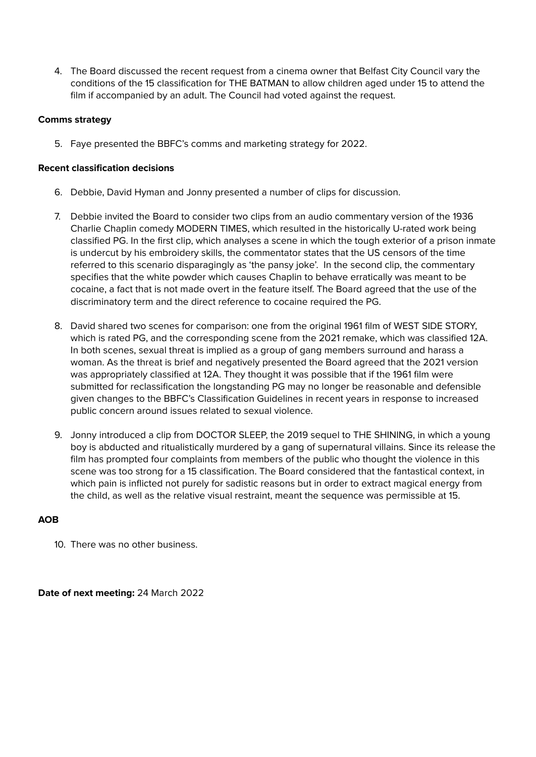4. The Board discussed the recent request from a cinema owner that Belfast City Council vary the conditions of the 15 classification for THE BATMAN to allow children aged under 15 to attend the film if accompanied by an adult. The Council had voted against the request.

**Comms strategy**

5. Faye presented the BBFC's comms and marketing strategy for 2022.

**Recent classification decisions**

6. Debbie, David Hyman and Jonny presented a number of clips for discussion.

7. Debbie invited the Board to consider two clips from an audio commentary version of the 1936 Charlie Chaplin comedy MODERN TIMES, which resulted in the historically U-rated work being classified PG. In the first clip, which analyses a scene in which the tough exterior of a prison inmate is undercut by his embroidery skills, the commentator states that the US censors of the time referred to this scenario disparagingly as 'the pansy joke'. In the second clip, the commentary specifies that the white powder which causes Chaplin to behave erratically was meant to be cocaine, a fact that is not made overt in the feature itself. The Board agreed that the use of the discriminatory term and the direct reference to cocaine required the PG.

8. David shared two scenes for comparison: one from the original 1961 film of WEST SIDE STORY, which is rated PG, and the corresponding scene from the 2021 remake, which was classified 12A. In both scenes, sexual threat is implied as a group of gang members surround and harass a woman. As the threat is brief and negatively presented the Board agreed that the 2021 version was appropriately classified at 12A. They thought it was possible that if the 1961 film were submitted for reclassification the longstanding PG may no longer be reasonable and defensible given changes to the BBFC's Classification Guidelines in recent years in response to increased public concern around issues related to sexual violence.

9. Jonny introduced a clip from DOCTOR SLEEP, the 2019 sequel to THE SHINING, in which a young boy is abducted and ritualistically murdered by a gang of supernatural villains. Since its release the film has prompted four complaints from members of the public who thought the violence in this scene was too strong for a 15 classification. The Board considered that the fantastical context, in which pain is inflicted not purely for sadistic reasons but in order to extract magical energy from the child, as well as the relative visual restraint, meant the sequence was permissible at 15.

**AOB**

10. There was no other business.

**Date of next meeting:** 24 March 2022